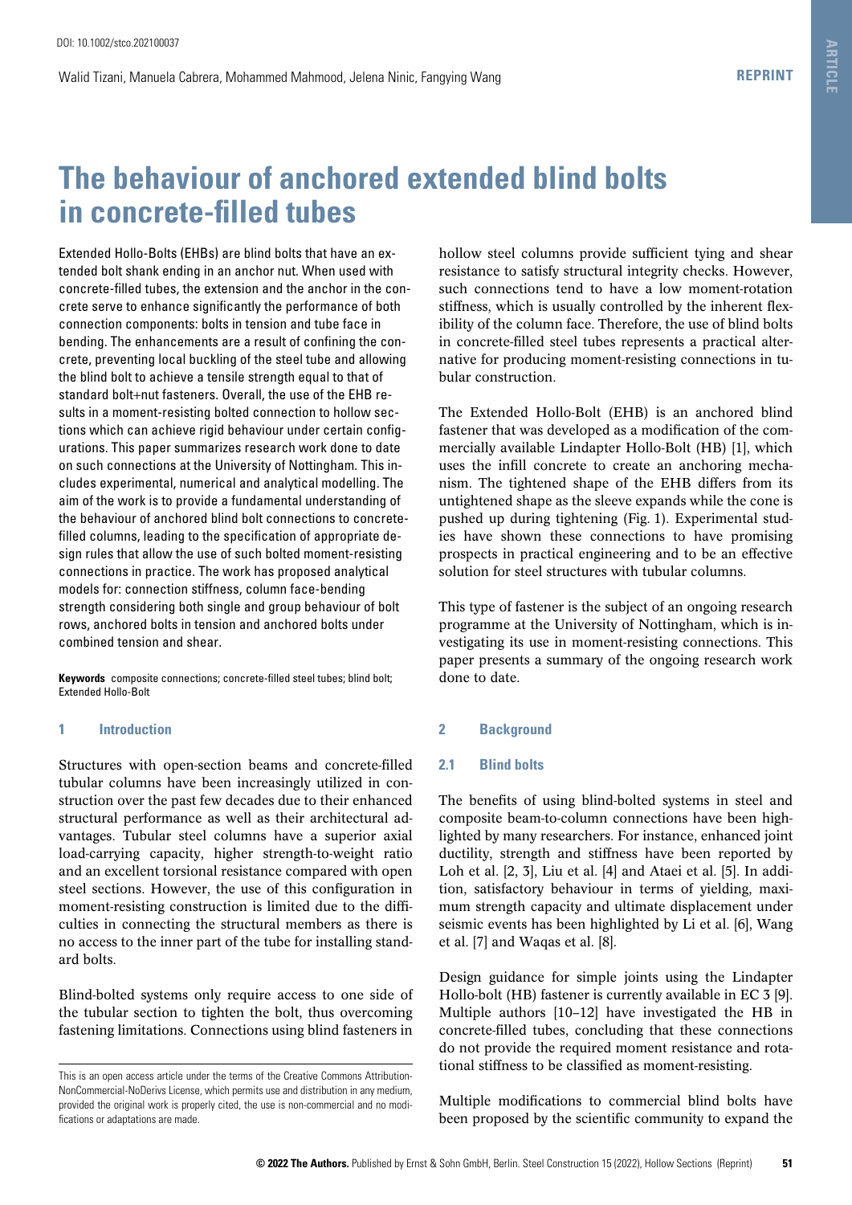DOI: 10.1002/stco.202100037

Walid Tizani, Manuela Cabrera, Mohammed Mahmood, Jelena Ninic, Fangying Wang

# The behaviour of anchored extended blind bolts in concrete-filled tubes

Extended Hollo-Bolts (EHBs) are blind bolts that have an extended bolt shank ending in an anchor nut. When used with concrete-filled tubes, the extension and the anchor in the concrete serve to enhance significantly the performance of both connection components: bolts in tension and tube face in bending. The enhancements are a result of confining the concrete, preventing local buckling of the steel tube and allowing the blind bolt to achieve a tensile strength equal to that of standard bolt+nut fasteners. Overall, the use of the EHB results in a moment-resisting bolted connection to hollow sections which can achieve rigid behaviour under certain configurations. This paper summarizes research work done to date on such connections at the University of Nottingham. This includes experimental, numerical and analytical modelling. The aim of the work is to provide a fundamental understanding of the behaviour of anchored blind bolt connections to concrete-filled columns, leading to the specification of appropriate design rules that allow the use of such bolted moment-resisting connections in practice. The work has proposed analytical models for: connection stiffness, column face-bending strength considering both single and group behaviour of bolt rows, anchored bolts in tension and anchored bolts under combined tension and shear.

**Keywords** composite connections; concrete-filled steel tubes; blind bolt; Extended Hollo-Bolt

## 1 Introduction

Structures with open-section beams and concrete-filled tubular columns have been increasingly utilized in construction over the past few decades due to their enhanced structural performance as well as their architectural advantages. Tubular steel columns have a superior axial load-carrying capacity, higher strength-to-weight ratio and an excellent torsional resistance compared with open steel sections. However, the use of this configuration in moment-resisting construction is limited due to the difficulties in connecting the structural members as there is no access to the inner part of the tube for installing standard bolts.

Blind-bolted systems only require access to one side of the tubular section to tighten the bolt, thus overcoming fastening limitations. Connections using blind fasteners in hollow steel columns provide sufficient tying and shear resistance to satisfy structural integrity checks. However, such connections tend to have a low moment-rotation stiffness, which is usually controlled by the inherent flexibility of the column face. Therefore, the use of blind bolts in concrete-filled steel tubes represents a practical alternative for producing moment-resisting connections in tubular construction.

The Extended Hollo-Bolt (EHB) is an anchored blind fastener that was developed as a modification of the commercially available Lindapter Hollo-Bolt (HB) [1], which uses the infill concrete to create an anchoring mechanism. The tightened shape of the EHB differs from its untightened shape as the sleeve expands while the cone is pushed up during tightening (Fig. 1). Experimental studies have shown these connections to have promising prospects in practical engineering and to be an effective solution for steel structures with tubular columns.

This type of fastener is the subject of an ongoing research programme at the University of Nottingham, which is investigating its use in moment-resisting connections. This paper presents a summary of the ongoing research work done to date.

## 2 Background

### 2.1 Blind bolts

The benefits of using blind-bolted systems in steel and composite beam-to-column connections have been highlighted by many researchers. For instance, enhanced joint ductility, strength and stiffness have been reported by Loh et al. [2, 3], Liu et al. [4] and Ataei et al. [5]. In addition, satisfactory behaviour in terms of yielding, maximum strength capacity and ultimate displacement under seismic events has been highlighted by Li et al. [6], Wang et al. [7] and Waqas et al. [8].

Design guidance for simple joints using the Lindapter Hollo-bolt (HB) fastener is currently available in EC 3 [9]. Multiple authors [10–12] have investigated the HB in concrete-filled tubes, concluding that these connections do not provide the required moment resistance and rotational stiffness to be classified as moment-resisting.

Multiple modifications to commercial blind bolts have been proposed by the scientific community to expand the

This is an open access article under the terms of the Creative Commons Attribution-NonCommercial-NoDerivs License, which permits use and distribution in any medium, provided the original work is properly cited, the use is non-commercial and no modifications or adaptations are made.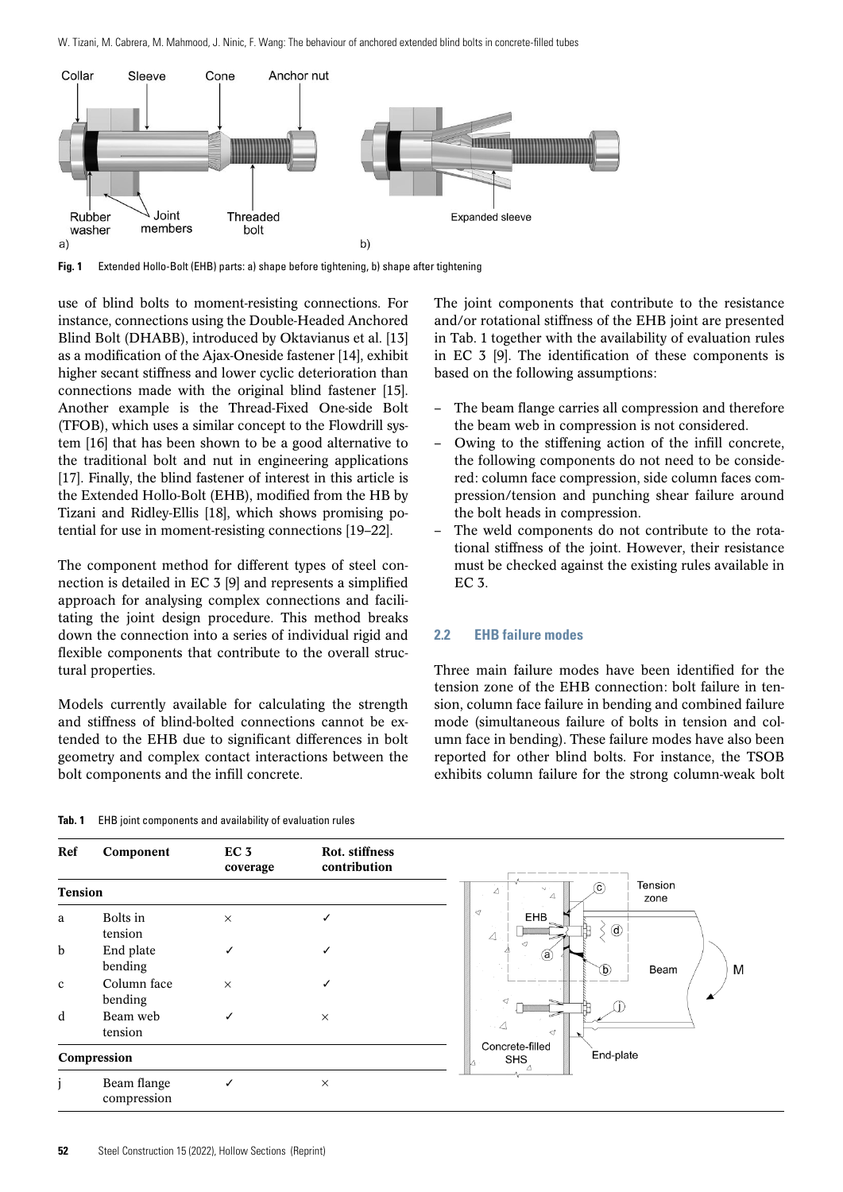Fig. 1 Extended Hollo-Bolt (EHB) parts: a) shape before tightening, b) shape after tightening

use of blind bolts to moment-resisting connections. For instance, connections using the Double-Headed Anchored Blind Bolt (DHABB), introduced by Oktavianus et al. [13] as a modification of the Ajax-Oneside fastener [14], exhibit higher secant stiffness and lower cyclic deterioration than connections made with the original blind fastener [15]. Another example is the Thread-Fixed One-side Bolt (TFOB), which uses a similar concept to the Flowdrill system [16] that has been shown to be a good alternative to the traditional bolt and nut in engineering applications [17]. Finally, the blind fastener of interest in this article is the Extended Hollo-Bolt (EHB), modified from the HB by Tizani and Ridley-Ellis [18], which shows promising potential for use in moment-resisting connections [19–22].

The component method for different types of steel connection is detailed in EC 3 [9] and represents a simplified approach for analysing complex connections and facilitating the joint design procedure. This method breaks down the connection into a series of individual rigid and flexible components that contribute to the overall structural properties.

Models currently available for calculating the strength and stiffness of blind-bolted connections cannot be extended to the EHB due to significant differences in bolt geometry and complex contact interactions between the bolt components and the infill concrete.

The joint components that contribute to the resistance and/or rotational stiffness of the EHB joint are presented in Tab. 1 together with the availability of evaluation rules in EC 3 [9]. The identification of these components is based on the following assumptions:

- The beam flange carries all compression and therefore the beam web in compression is not considered.
- Owing to the stiffening action of the infill concrete, the following components do not need to be considered: column face compression, side column faces compression/tension and punching shear failure around the bolt heads in compression.
- The weld components do not contribute to the rotational stiffness of the joint. However, their resistance must be checked against the existing rules available in EC 3.

### 2.2 EHB failure modes

Three main failure modes have been identified for the tension zone of the EHB connection: bolt failure in tension, column face failure in bending and combined failure mode (simultaneous failure of bolts in tension and column face in bending). These failure modes have also been reported for other blind bolts. For instance, the TSOB exhibits column failure for the strong column-weak bolt

**Tab. 1** EHB joint components and availability of evaluation rules

| Ref | Component | EC 3 coverage | Rot. stiffness contribution |
|---|---|---|---|
| **Tension** | | | |
| a | Bolts in tension | × | ✓ |
| b | End plate bending | ✓ | ✓ |
| c | Column face bending | × | ✓ |
| d | Beam web tension | ✓ | × |
| **Compression** | | | |
| j | Beam flange compression | ✓ | × |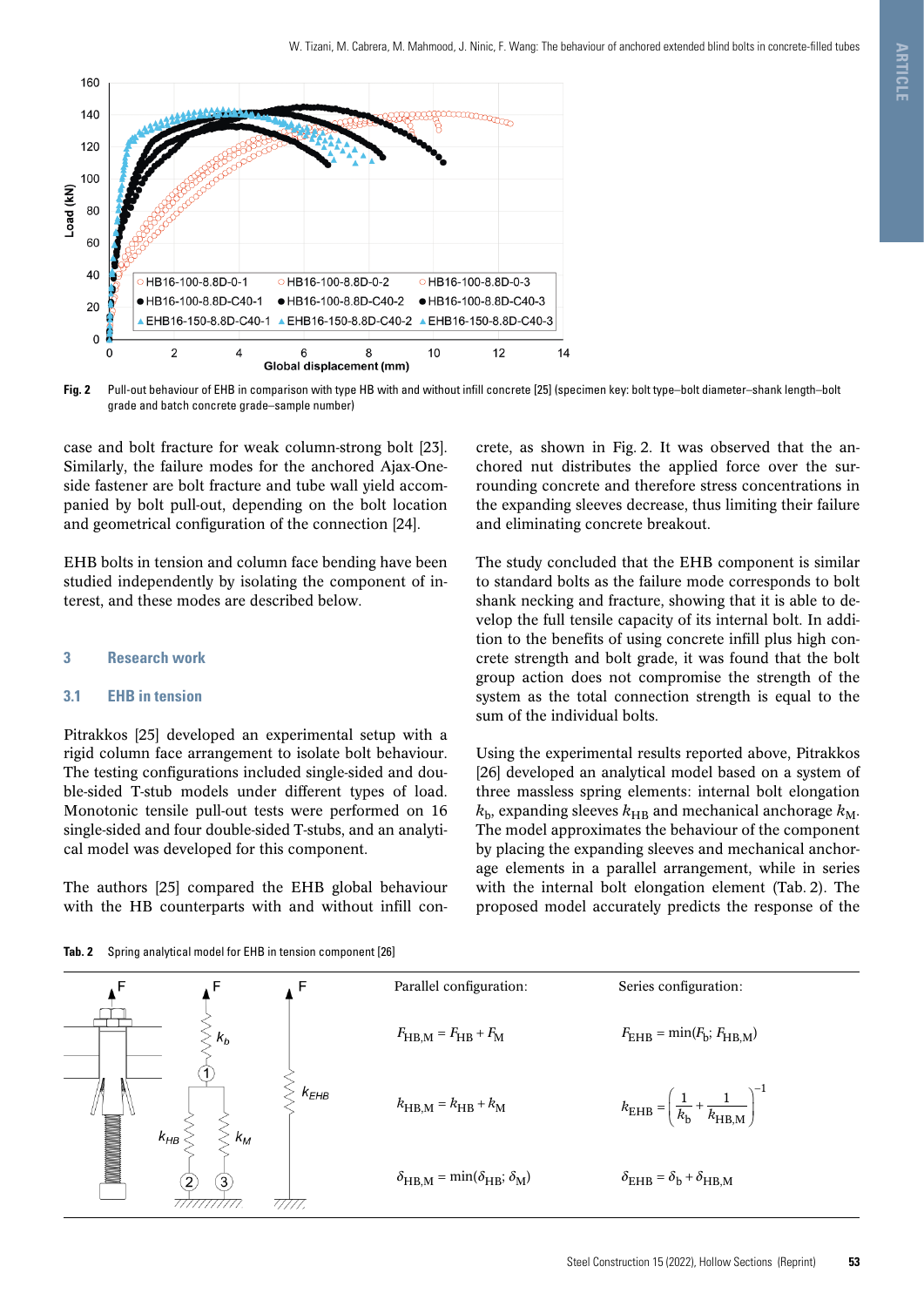Fig. 2 Pull-out behaviour of EHB in comparison with type HB with and without infill concrete [25] (specimen key: bolt type–bolt diameter–shank length–bolt grade and batch concrete grade–sample number)

case and bolt fracture for weak column-strong bolt [23]. Similarly, the failure modes for the anchored Ajax-Oneside fastener are bolt fracture and tube wall yield accompanied by bolt pull-out, depending on the bolt location and geometrical configuration of the connection [24].

EHB bolts in tension and column face bending have been studied independently by isolating the component of interest, and these modes are described below.

## 3 Research work

### 3.1 EHB in tension

Pitrakkos [25] developed an experimental setup with a rigid column face arrangement to isolate bolt behaviour. The testing configurations included single-sided and double-sided T-stub models under different types of load. Monotonic tensile pull-out tests were performed on 16 single-sided and four double-sided T-stubs, and an analytical model was developed for this component.

The authors [25] compared the EHB global behaviour with the HB counterparts with and without infill concrete, as shown in Fig. 2. It was observed that the anchored nut distributes the applied force over the surrounding concrete and therefore stress concentrations in the expanding sleeves decrease, thus limiting their failure and eliminating concrete breakout.

The study concluded that the EHB component is similar to standard bolts as the failure mode corresponds to bolt shank necking and fracture, showing that it is able to develop the full tensile capacity of its internal bolt. In addition to the benefits of using concrete infill plus high concrete strength and bolt grade, it was found that the bolt group action does not compromise the strength of the system as the total connection strength is equal to the sum of the individual bolts.

Using the experimental results reported above, Pitrakkos [26] developed an analytical model based on a system of three massless spring elements: internal bolt elongation $k_b$, expanding sleeves $k_{HB}$ and mechanical anchorage $k_M$. The model approximates the behaviour of the component by placing the expanding sleeves and mechanical anchorage elements in a parallel arrangement, while in series with the internal bolt elongation element (Tab. 2). The proposed model accurately predicts the response of the

Tab. 2 Spring analytical model for EHB in tension component [26]

| Parallel configuration: | Series configuration: |
|---|---|
| $F_{HB,M} = F_{HB} + F_M$ | $F_{EHB} = \min(F_b; F_{HB,M})$ |
| $k_{HB,M} = k_{HB} + k_M$ | $k_{EHB} = \left(\frac{1}{k_b} + \frac{1}{k_{HB,M}}\right)^{-1}$ |
| $\delta_{HB,M} = \min(\delta_{HB}; \delta_M)$ | $\delta_{EHB} = \delta_b + \delta_{HB,M}$ |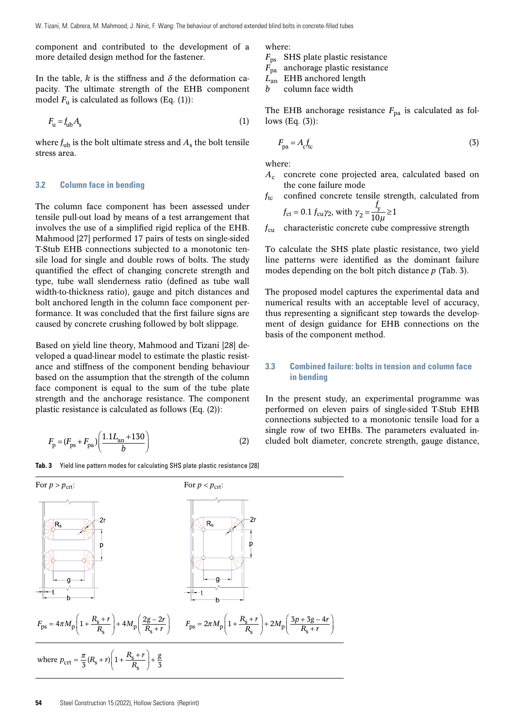component and contributed to the development of a more detailed design method for the fastener.

In the table, $k$ is the stiffness and $\delta$ the deformation capacity. The ultimate strength of the EHB component model $F_u$ is calculated as follows (Eq. (1)):

$$F_u = f_{ub} A_s \tag{1}$$

where $f_{ub}$ is the bolt ultimate stress and $A_s$ the bolt tensile stress area.

### 3.2 Column face in bending

The column face component has been assessed under tensile pull-out load by means of a test arrangement that involves the use of a simplified rigid replica of the EHB. Mahmood [27] performed 17 pairs of tests on single-sided T-Stub EHB connections subjected to a monotonic tensile load for single and double rows of bolts. The study quantified the effect of changing concrete strength and type, tube wall slenderness ratio (defined as tube wall width-to-thickness ratio), gauge and pitch distances and bolt anchored length in the column face component performance. It was concluded that the first failure signs are caused by concrete crushing followed by bolt slippage.

Based on yield line theory, Mahmood and Tizani [28] developed a quad-linear model to estimate the plastic resistance and stiffness of the component bending behaviour based on the assumption that the strength of the column face component is equal to the sum of the tube plate strength and the anchorage resistance. The component plastic resistance is calculated as follows (Eq. (2)):

$$F_p = (F_{ps} + F_{pa})\left(\frac{1.1 L_{an} + 130}{b}\right) \tag{2}$$

where:
$F_{ps}$ SHS plate plastic resistance
$F_{pa}$ anchorage plastic resistance
$L_{an}$ EHB anchored length
$b$ column face width

The EHB anchorage resistance $F_{pa}$ is calculated as follows (Eq. (3)):

$$F_{pa} = A_c f_{tc} \tag{3}$$

where:
$A_c$ concrete cone projected area, calculated based on the cone failure mode
$f_{tc}$ confined concrete tensile strength, calculated from $f_{ct} = 0.1 f_{cu}\gamma_2$, with $\gamma_2 = \dfrac{f_y}{10\mu} \geq 1$
$f_{cu}$ characteristic concrete cube compressive strength

To calculate the SHS plate plastic resistance, two yield line patterns were identified as the dominant failure modes depending on the bolt pitch distance $p$ (Tab. 3).

The proposed model captures the experimental data and numerical results with an acceptable level of accuracy, thus representing a significant step towards the development of design guidance for EHB connections on the basis of the component method.

### 3.3 Combined failure: bolts in tension and column face in bending

In the present study, an experimental programme was performed on eleven pairs of single-sided T-Stub EHB connections subjected to a monotonic tensile load for a single row of two EHBs. The parameters evaluated included bolt diameter, concrete strength, gauge distance,

**Tab. 3** Yield line pattern modes for calculating SHS plate plastic resistance [28]

| For $p > p_{crt}$: | For $p < p_{crt}$: |
|---|---|
| $F_{ps} = 4\pi M_p\left(1 + \frac{R_s + r}{R_s}\right) + 4M_p\left(\frac{2g - 2r}{R_s + r}\right)$ | $F_{ps} = 2\pi M_p\left(1 + \frac{R_s + r}{R_s}\right) + 2M_p\left(\frac{3p + 3g - 4r}{R_s + r}\right)$ |

where $p_{crt} = \frac{\pi}{3}(R_s + r)\left(1 + \frac{R_s + r}{R_s}\right) + \frac{g}{3}$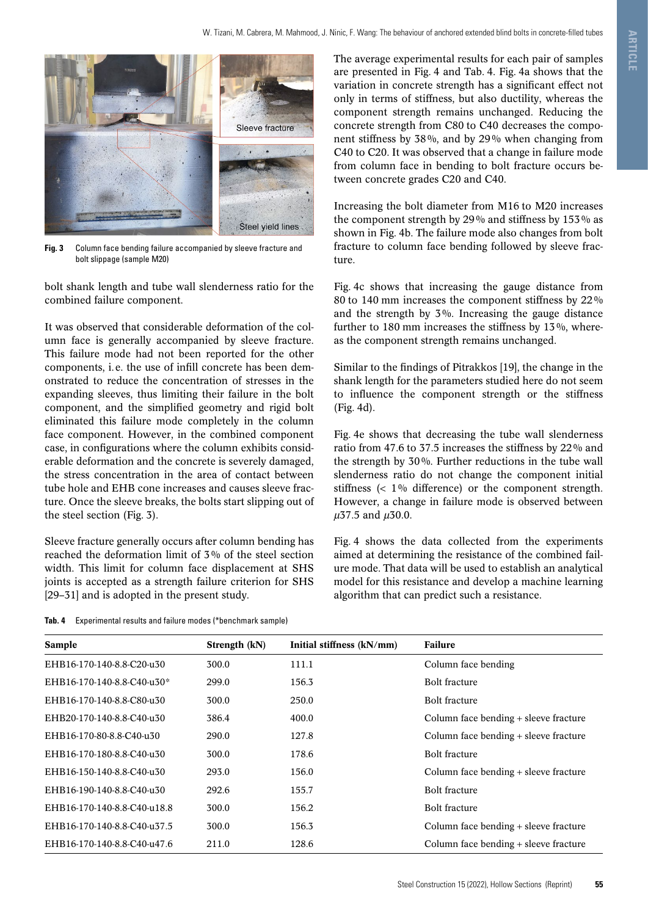**Fig. 3** Column face bending failure accompanied by sleeve fracture and bolt slippage (sample M20)

bolt shank length and tube wall slenderness ratio for the combined failure component.

It was observed that considerable deformation of the column face is generally accompanied by sleeve fracture. This failure mode had not been reported for the other components, i. e. the use of infill concrete has been demonstrated to reduce the concentration of stresses in the expanding sleeves, thus limiting their failure in the bolt component, and the simplified geometry and rigid bolt eliminated this failure mode completely in the column face component. However, in the combined component case, in configurations where the column exhibits considerable deformation and the concrete is severely damaged, the stress concentration in the area of contact between tube hole and EHB cone increases and causes sleeve fracture. Once the sleeve breaks, the bolts start slipping out of the steel section (Fig. 3).

Sleeve fracture generally occurs after column bending has reached the deformation limit of 3 % of the steel section width. This limit for column face displacement at SHS joints is accepted as a strength failure criterion for SHS [29–31] and is adopted in the present study.

The average experimental results for each pair of samples are presented in Fig. 4 and Tab. 4. Fig. 4a shows that the variation in concrete strength has a significant effect not only in terms of stiffness, but also ductility, whereas the component strength remains unchanged. Reducing the concrete strength from C80 to C40 decreases the component stiffness by 38 %, and by 29 % when changing from C40 to C20. It was observed that a change in failure mode from column face in bending to bolt fracture occurs between concrete grades C20 and C40.

Increasing the bolt diameter from M16 to M20 increases the component strength by 29 % and stiffness by 153 % as shown in Fig. 4b. The failure mode also changes from bolt fracture to column face bending followed by sleeve fracture.

Fig. 4c shows that increasing the gauge distance from 80 to 140 mm increases the component stiffness by 22 % and the strength by 3 %. Increasing the gauge distance further to 180 mm increases the stiffness by 13 %, whereas the component strength remains unchanged.

Similar to the findings of Pitrakkos [19], the change in the shank length for the parameters studied here do not seem to influence the component strength or the stiffness (Fig. 4d).

Fig. 4e shows that decreasing the tube wall slenderness ratio from 47.6 to 37.5 increases the stiffness by 22 % and the strength by 30 %. Further reductions in the tube wall slenderness ratio do not change the component initial stiffness (< 1 % difference) or the component strength. However, a change in failure mode is observed between $\mu$37.5 and $\mu$30.0.

Fig. 4 shows the data collected from the experiments aimed at determining the resistance of the combined failure mode. That data will be used to establish an analytical model for this resistance and develop a machine learning algorithm that can predict such a resistance.

**Tab. 4** Experimental results and failure modes (*benchmark sample)

| Sample | Strength (kN) | Initial stiffness (kN/mm) | Failure |
|---|---|---|---|
| EHB16-170-140-8.8-C20-u30 | 300.0 | 111.1 | Column face bending |
| EHB16-170-140-8.8-C40-u30* | 299.0 | 156.3 | Bolt fracture |
| EHB16-170-140-8.8-C80-u30 | 300.0 | 250.0 | Bolt fracture |
| EHB20-170-140-8.8-C40-u30 | 386.4 | 400.0 | Column face bending + sleeve fracture |
| EHB16-170-80-8.8-C40-u30 | 290.0 | 127.8 | Column face bending + sleeve fracture |
| EHB16-170-180-8.8-C40-u30 | 300.0 | 178.6 | Bolt fracture |
| EHB16-150-140-8.8-C40-u30 | 293.0 | 156.0 | Column face bending + sleeve fracture |
| EHB16-190-140-8.8-C40-u30 | 292.6 | 155.7 | Bolt fracture |
| EHB16-170-140-8.8-C40-u18.8 | 300.0 | 156.2 | Bolt fracture |
| EHB16-170-140-8.8-C40-u37.5 | 300.0 | 156.3 | Column face bending + sleeve fracture |
| EHB16-170-140-8.8-C40-u47.6 | 211.0 | 128.6 | Column face bending + sleeve fracture |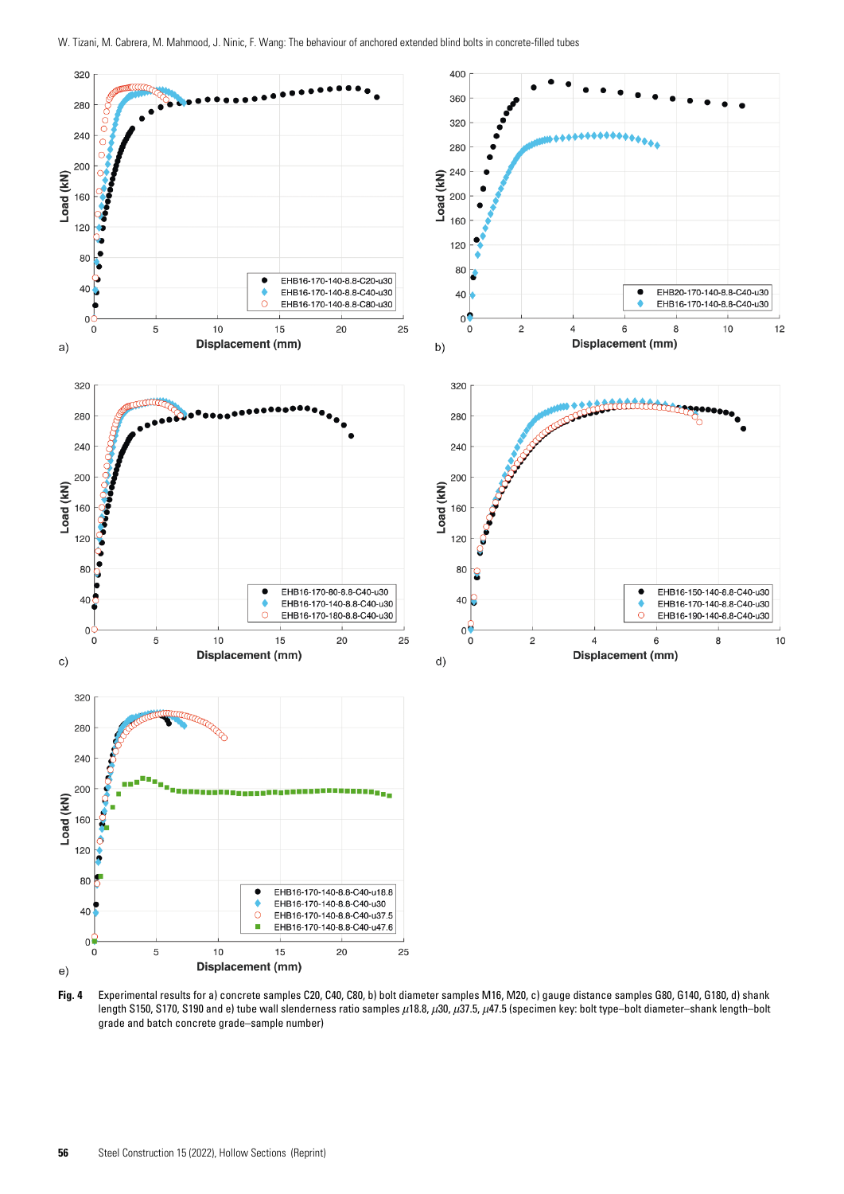Fig. 4 Experimental results for a) concrete samples C20, C40, C80, b) bolt diameter samples M16, M20, c) gauge distance samples G80, G140, G180, d) shank length S150, S170, S190 and e) tube wall slenderness ratio samples $\mu$18.8, $\mu$30, $\mu$37.5, $\mu$47.5 (specimen key: bolt type–bolt diameter–shank length–bolt grade and batch concrete grade–sample number)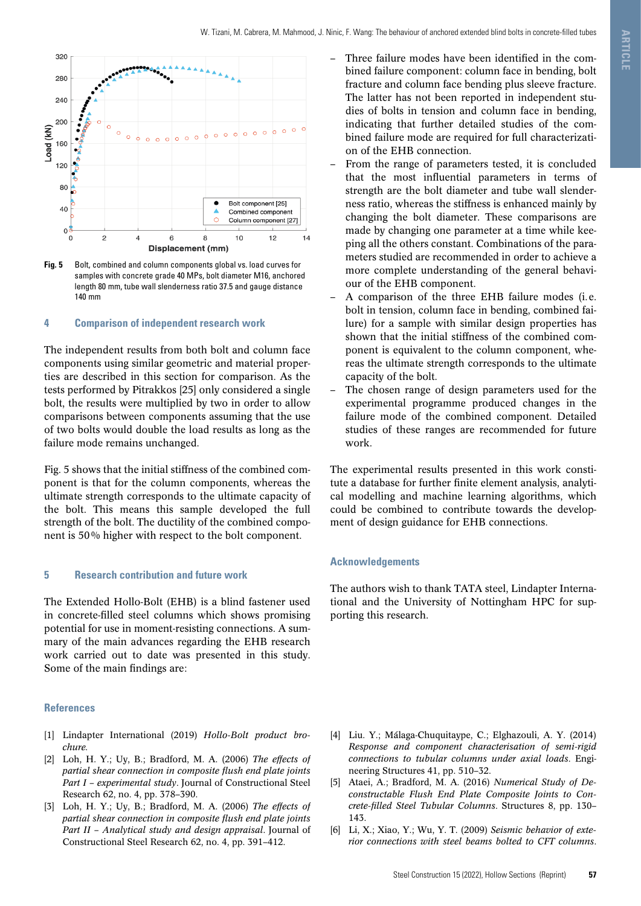Fig. 5 Bolt, combined and column components global vs. load curves for samples with concrete grade 40 MPs, bolt diameter M16, anchored length 80 mm, tube wall slenderness ratio 37.5 and gauge distance 140 mm

## 4 Comparison of independent research work

The independent results from both bolt and column face components using similar geometric and material properties are described in this section for comparison. As the tests performed by Pitrakkos [25] only considered a single bolt, the results were multiplied by two in order to allow comparisons between components assuming that the use of two bolts would double the load results as long as the failure mode remains unchanged.

Fig. 5 shows that the initial stiffness of the combined component is that for the column components, whereas the ultimate strength corresponds to the ultimate capacity of the bolt. This means this sample developed the full strength of the bolt. The ductility of the combined component is 50 % higher with respect to the bolt component.

## 5 Research contribution and future work

The Extended Hollo-Bolt (EHB) is a blind fastener used in concrete-filled steel columns which shows promising potential for use in moment-resisting connections. A summary of the main advances regarding the EHB research work carried out to date was presented in this study. Some of the main findings are:

- Three failure modes have been identified in the combined failure component: column face in bending, bolt fracture and column face bending plus sleeve fracture. The latter has not been reported in independent studies of bolts in tension and column face in bending, indicating that further detailed studies of the combined failure mode are required for full characterization of the EHB connection.
- From the range of parameters tested, it is concluded that the most influential parameters in terms of strength are the bolt diameter and tube wall slenderness ratio, whereas the stiffness is enhanced mainly by changing the bolt diameter. These comparisons are made by changing one parameter at a time while keeping all the others constant. Combinations of the parameters studied are recommended in order to achieve a more complete understanding of the general behaviour of the EHB component.
- A comparison of the three EHB failure modes (i.e. bolt in tension, column face in bending, combined failure) for a sample with similar design properties has shown that the initial stiffness of the combined component is equivalent to the column component, whereas the ultimate strength corresponds to the ultimate capacity of the bolt.
- The chosen range of design parameters used for the experimental programme produced changes in the failure mode of the combined component. Detailed studies of these ranges are recommended for future work.

The experimental results presented in this work constitute a database for further finite element analysis, analytical modelling and machine learning algorithms, which could be combined to contribute towards the development of design guidance for EHB connections.

## Acknowledgements

The authors wish to thank TATA steel, Lindapter International and the University of Nottingham HPC for supporting this research.

## References

[1] Lindapter International (2019) *Hollo-Bolt product brochure.*

[2] Loh, H. Y.; Uy, B.; Bradford, M. A. (2006) *The effects of partial shear connection in composite flush end plate joints Part I – experimental study*. Journal of Constructional Steel Research 62, no. 4, pp. 378–390.

[3] Loh, H. Y.; Uy, B.; Bradford, M. A. (2006) *The effects of partial shear connection in composite flush end plate joints Part II – Analytical study and design appraisal*. Journal of Constructional Steel Research 62, no. 4, pp. 391–412.

[4] Liu. Y.; Málaga-Chuquitaype, C.; Elghazouli, A. Y. (2014) *Response and component characterisation of semi-rigid connections to tubular columns under axial loads*. Engineering Structures 41, pp. 510–32.

[5] Ataei, A.; Bradford, M. A. (2016) *Numerical Study of Deconstructable Flush End Plate Composite Joints to Concrete-filled Steel Tubular Columns*. Structures 8, pp. 130–143.

[6] Li, X.; Xiao, Y.; Wu, Y. T. (2009) *Seismic behavior of exterior connections with steel beams bolted to CFT columns*.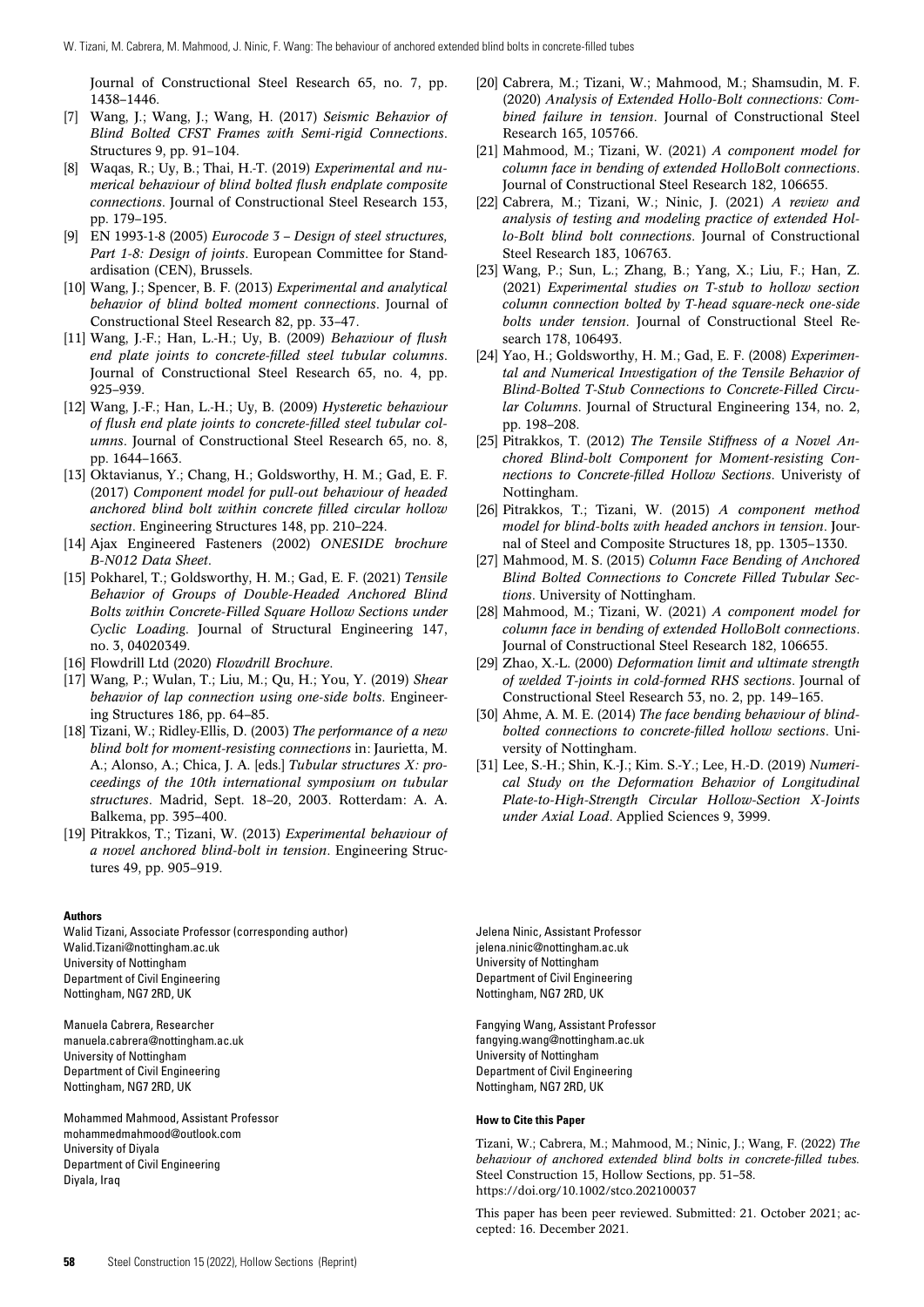Journal of Constructional Steel Research 65, no. 7, pp. 1438–1446.

[7] Wang, J.; Wang, J.; Wang, H. (2017) *Seismic Behavior of Blind Bolted CFST Frames with Semi-rigid Connections*. Structures 9, pp. 91–104.

[8] Waqas, R.; Uy, B.; Thai, H.-T. (2019) *Experimental and numerical behaviour of blind bolted flush endplate composite connections*. Journal of Constructional Steel Research 153, pp. 179–195.

[9] EN 1993-1-8 (2005) *Eurocode 3 – Design of steel structures, Part 1-8: Design of joints*. European Committee for Standardisation (CEN), Brussels.

[10] Wang, J.; Spencer, B. F. (2013) *Experimental and analytical behavior of blind bolted moment connections*. Journal of Constructional Steel Research 82, pp. 33–47.

[11] Wang, J.-F.; Han, L.-H.; Uy, B. (2009) *Behaviour of flush end plate joints to concrete-filled steel tubular columns*. Journal of Constructional Steel Research 65, no. 4, pp. 925–939.

[12] Wang, J.-F.; Han, L.-H.; Uy, B. (2009) *Hysteretic behaviour of flush end plate joints to concrete-filled steel tubular columns*. Journal of Constructional Steel Research 65, no. 8, pp. 1644–1663.

[13] Oktavianus, Y.; Chang, H.; Goldsworthy, H. M.; Gad, E. F. (2017) *Component model for pull-out behaviour of headed anchored blind bolt within concrete filled circular hollow section*. Engineering Structures 148, pp. 210–224.

[14] Ajax Engineered Fasteners (2002) *ONESIDE brochure B-N012 Data Sheet*.

[15] Pokharel, T.; Goldsworthy, H. M.; Gad, E. F. (2021) *Tensile Behavior of Groups of Double-Headed Anchored Blind Bolts within Concrete-Filled Square Hollow Sections under Cyclic Loading*. Journal of Structural Engineering 147, no. 3, 04020349.

[16] Flowdrill Ltd (2020) *Flowdrill Brochure*.

[17] Wang, P.; Wulan, T.; Liu, M.; Qu, H.; You, Y. (2019) *Shear behavior of lap connection using one-side bolts*. Engineering Structures 186, pp. 64–85.

[18] Tizani, W.; Ridley-Ellis, D. (2003) *The performance of a new blind bolt for moment-resisting connections* in: Jaurietta, M. A.; Alonso, A.; Chica, J. A. [eds.] *Tubular structures X: proceedings of the 10th international symposium on tubular structures*. Madrid, Sept. 18–20, 2003. Rotterdam: A. A. Balkema, pp. 395–400.

[19] Pitrakkos, T.; Tizani, W. (2013) *Experimental behaviour of a novel anchored blind-bolt in tension*. Engineering Structures 49, pp. 905–919.

[20] Cabrera, M.; Tizani, W.; Mahmood, M.; Shamsudin, M. F. (2020) *Analysis of Extended Hollo-Bolt connections: Combined failure in tension*. Journal of Constructional Steel Research 165, 105766.

[21] Mahmood, M.; Tizani, W. (2021) *A component model for column face in bending of extended HolloBolt connections*. Journal of Constructional Steel Research 182, 106655.

[22] Cabrera, M.; Tizani, W.; Ninic, J. (2021) *A review and analysis of testing and modeling practice of extended Hollo-Bolt blind bolt connections*. Journal of Constructional Steel Research 183, 106763.

[23] Wang, P.; Sun, L.; Zhang, B.; Yang, X.; Liu, F.; Han, Z. (2021) *Experimental studies on T-stub to hollow section column connection bolted by T-head square-neck one-side bolts under tension*. Journal of Constructional Steel Research 178, 106493.

[24] Yao, H.; Goldsworthy, H. M.; Gad, E. F. (2008) *Experimental and Numerical Investigation of the Tensile Behavior of Blind-Bolted T-Stub Connections to Concrete-Filled Circular Columns*. Journal of Structural Engineering 134, no. 2, pp. 198–208.

[25] Pitrakkos, T. (2012) *The Tensile Stiffness of a Novel Anchored Blind-bolt Component for Moment-resisting Connections to Concrete-filled Hollow Sections*. Univeristy of Nottingham.

[26] Pitrakkos, T.; Tizani, W. (2015) *A component method model for blind-bolts with headed anchors in tension*. Journal of Steel and Composite Structures 18, pp. 1305–1330.

[27] Mahmood, M. S. (2015) *Column Face Bending of Anchored Blind Bolted Connections to Concrete Filled Tubular Sections*. University of Nottingham.

[28] Mahmood, M.; Tizani, W. (2021) *A component model for column face in bending of extended HolloBolt connections*. Journal of Constructional Steel Research 182, 106655.

[29] Zhao, X.-L. (2000) *Deformation limit and ultimate strength of welded T-joints in cold-formed RHS sections*. Journal of Constructional Steel Research 53, no. 2, pp. 149–165.

[30] Ahme, A. M. E. (2014) *The face bending behaviour of blind-bolted connections to concrete-filled hollow sections*. University of Nottingham.

[31] Lee, S.-H.; Shin, K.-J.; Kim. S.-Y.; Lee, H.-D. (2019) *Numerical Study on the Deformation Behavior of Longitudinal Plate-to-High-Strength Circular Hollow-Section X-Joints under Axial Load*. Applied Sciences 9, 3999.

**Authors**

Walid Tizani, Associate Professor (corresponding author)
Walid.Tizani@nottingham.ac.uk
University of Nottingham
Department of Civil Engineering
Nottingham, NG7 2RD, UK

Manuela Cabrera, Researcher
manuela.cabrera@nottingham.ac.uk
University of Nottingham
Department of Civil Engineering
Nottingham, NG7 2RD, UK

Mohammed Mahmood, Assistant Professor
mohammedmahmood@outlook.com
University of Diyala
Department of Civil Engineering
Diyala, Iraq

Jelena Ninic, Assistant Professor
jelena.ninic@nottingham.ac.uk
University of Nottingham
Department of Civil Engineering
Nottingham, NG7 2RD, UK

Fangying Wang, Assistant Professor
fangying.wang@nottingham.ac.uk
University of Nottingham
Department of Civil Engineering
Nottingham, NG7 2RD, UK

**How to Cite this Paper**

Tizani, W.; Cabrera, M.; Mahmood, M.; Ninic, J.; Wang, F. (2022) *The behaviour of anchored extended blind bolts in concrete-filled tubes*. Steel Construction 15, Hollow Sections, pp. 51–58. https://doi.org/10.1002/stco.202100037

This paper has been peer reviewed. Submitted: 21. October 2021; accepted: 16. December 2021.